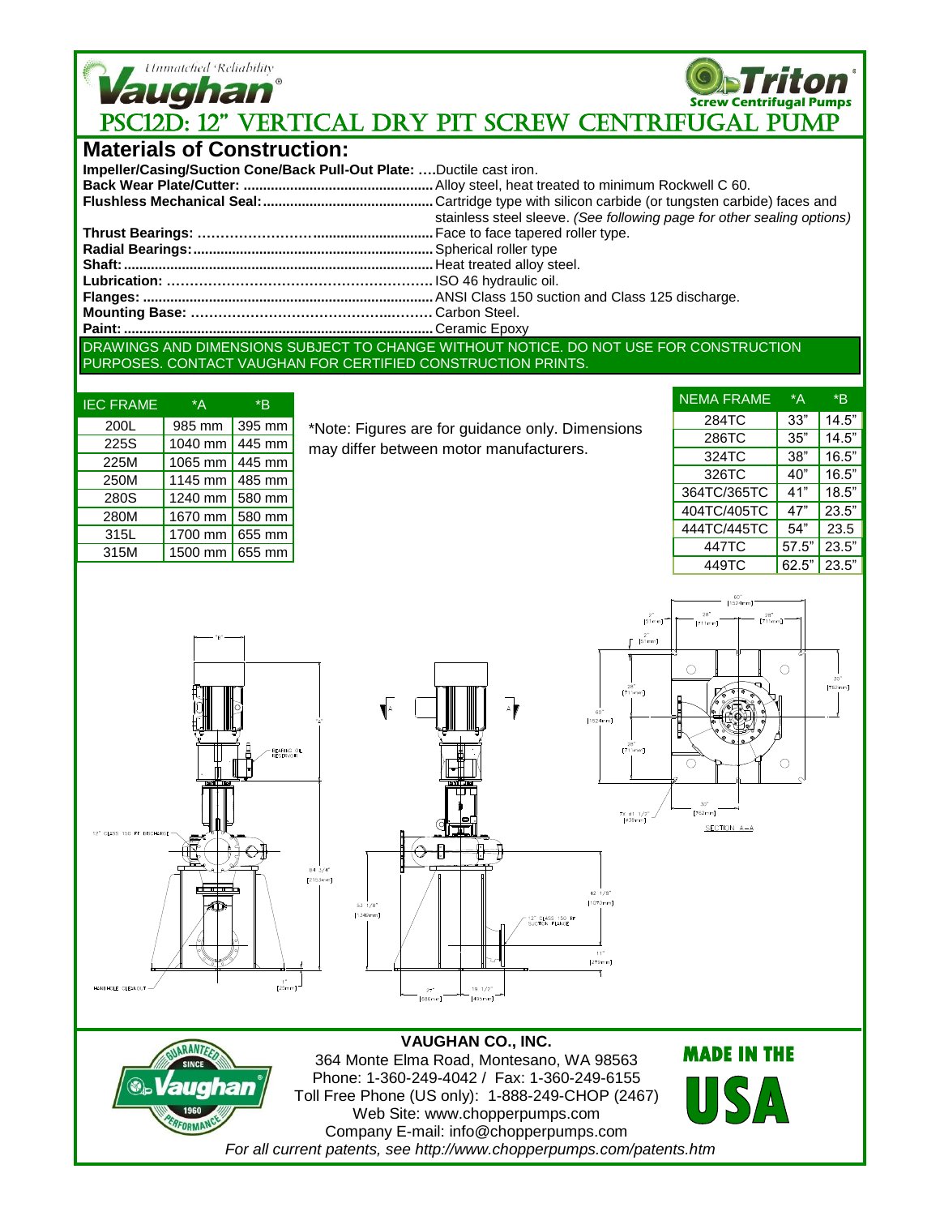Unmatched Reliability

Vaughan®

Triton® Screw Centrifugal Pumps

# PSC12D: 12" VERTICAL DRY PIT SCREW CENTRIFUGAL PUMP

## Materials of Construction:

**Impeller/Casing/Suction Cone/Back Pull-Out Plate:** ....Ductile cast iron.
**Back Wear Plate/Cutter:** ....Alloy steel, heat treated to minimum Rockwell C 60.
**Flushless Mechanical Seal:**....Cartridge type with silicon carbide (or tungsten carbide) faces and stainless steel sleeve. *(See following page for other sealing options)*
**Thrust Bearings:** ....Face to face tapered roller type.
**Radial Bearings:**....Spherical roller type
**Shaft:**....Heat treated alloy steel.
**Lubrication:** ....ISO 46 hydraulic oil.
**Flanges:** ....ANSI Class 150 suction and Class 125 discharge.
**Mounting Base:** ....Carbon Steel.
**Paint:**....Ceramic Epoxy

DRAWINGS AND DIMENSIONS SUBJECT TO CHANGE WITHOUT NOTICE. DO NOT USE FOR CONSTRUCTION PURPOSES. CONTACT VAUGHAN FOR CERTIFIED CONSTRUCTION PRINTS.

| IEC FRAME | *A | *B |
|---|---|---|
| 200L | 985 mm | 395 mm |
| 225S | 1040 mm | 445 mm |
| 225M | 1065 mm | 445 mm |
| 250M | 1145 mm | 485 mm |
| 280S | 1240 mm | 580 mm |
| 280M | 1670 mm | 580 mm |
| 315L | 1700 mm | 655 mm |
| 315M | 1500 mm | 655 mm |

*Note: Figures are for guidance only. Dimensions may differ between motor manufacturers.

| NEMA FRAME | *A | *B |
|---|---|---|
| 284TC | 33" | 14.5" |
| 286TC | 35" | 14.5" |
| 324TC | 38" | 16.5" |
| 326TC | 40" | 16.5" |
| 364TC/365TC | 41" | 18.5" |
| 404TC/405TC | 47" | 23.5" |
| 444TC/445TC | 54" | 23.5 |
| 447TC | 57.5" | 23.5" |
| 449TC | 62.5" | 23.5" |

**VAUGHAN CO., INC.**
364 Monte Elma Road, Montesano, WA 98563
Phone: 1-360-249-4042 / Fax: 1-360-249-6155
Toll Free Phone (US only): 1-888-249-CHOP (2467)
Web Site: www.chopperpumps.com
Company E-mail: info@chopperpumps.com
*For all current patents, see http://www.chopperpumps.com/patents.htm*

GUARANTEED SINCE 1960 PERFORMANCE

MADE IN THE USA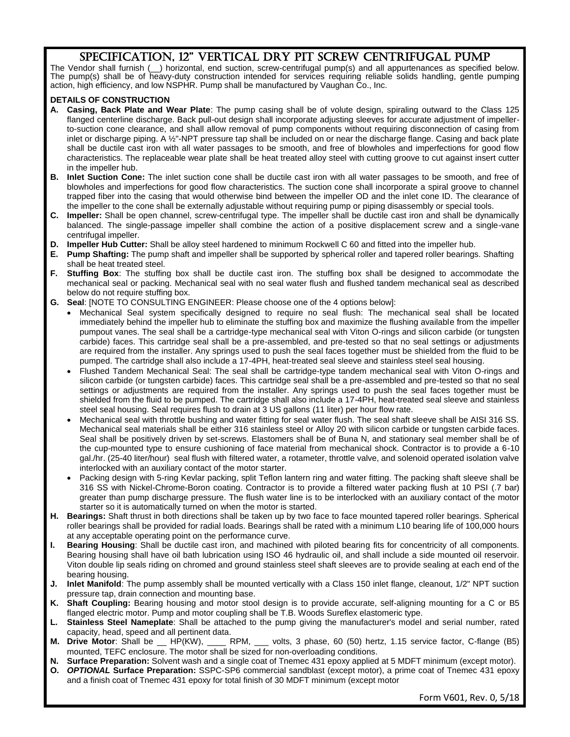# SPECIFICATION, 12" VERTICAL DRY PIT SCREW CENTRIFUGAL PUMP

The Vendor shall furnish (__) horizontal, end suction, screw-centrifugal pump(s) and all appurtenances as specified below. The pump(s) shall be of heavy-duty construction intended for services requiring reliable solids handling, gentle pumping action, high efficiency, and low NSPHR. Pump shall be manufactured by Vaughan Co., Inc.

**DETAILS OF CONSTRUCTION**

**A. Casing, Back Plate and Wear Plate**: The pump casing shall be of volute design, spiraling outward to the Class 125 flanged centerline discharge. Back pull-out design shall incorporate adjusting sleeves for accurate adjustment of impeller-to-suction cone clearance, and shall allow removal of pump components without requiring disconnection of casing from inlet or discharge piping. A ½"-NPT pressure tap shall be included on or near the discharge flange. Casing and back plate shall be ductile cast iron with all water passages to be smooth, and free of blowholes and imperfections for good flow characteristics. The replaceable wear plate shall be heat treated alloy steel with cutting groove to cut against insert cutter in the impeller hub.

**B. Inlet Suction Cone:** The inlet suction cone shall be ductile cast iron with all water passages to be smooth, and free of blowholes and imperfections for good flow characteristics. The suction cone shall incorporate a spiral groove to channel trapped fiber into the casing that would otherwise bind between the impeller OD and the inlet cone ID. The clearance of the impeller to the cone shall be externally adjustable without requiring pump or piping disassembly or special tools.

**C. Impeller:** Shall be open channel, screw-centrifugal type. The impeller shall be ductile cast iron and shall be dynamically balanced. The single-passage impeller shall combine the action of a positive displacement screw and a single-vane centrifugal impeller.

**D. Impeller Hub Cutter:** Shall be alloy steel hardened to minimum Rockwell C 60 and fitted into the impeller hub.

**E. Pump Shafting:** The pump shaft and impeller shall be supported by spherical roller and tapered roller bearings. Shafting shall be heat treated steel.

**F. Stuffing Box**: The stuffing box shall be ductile cast iron. The stuffing box shall be designed to accommodate the mechanical seal or packing. Mechanical seal with no seal water flush and flushed tandem mechanical seal as described below do not require stuffing box.

**G. Seal**: [NOTE TO CONSULTING ENGINEER: Please choose one of the 4 options below]:

- Mechanical Seal system specifically designed to require no seal flush: The mechanical seal shall be located immediately behind the impeller hub to eliminate the stuffing box and maximize the flushing available from the impeller pumpout vanes. The seal shall be a cartridge-type mechanical seal with Viton O-rings and silicon carbide (or tungsten carbide) faces. This cartridge seal shall be a pre-assembled, and pre-tested so that no seal settings or adjustments are required from the installer. Any springs used to push the seal faces together must be shielded from the fluid to be pumped. The cartridge shall also include a 17-4PH, heat-treated seal sleeve and stainless steel seal housing.
- Flushed Tandem Mechanical Seal: The seal shall be cartridge-type tandem mechanical seal with Viton O-rings and silicon carbide (or tungsten carbide) faces. This cartridge seal shall be a pre-assembled and pre-tested so that no seal settings or adjustments are required from the installer. Any springs used to push the seal faces together must be shielded from the fluid to be pumped. The cartridge shall also include a 17-4PH, heat-treated seal sleeve and stainless steel seal housing. Seal requires flush to drain at 3 US gallons (11 liter) per hour flow rate.
- Mechanical seal with throttle bushing and water fitting for seal water flush. The seal shaft sleeve shall be AISI 316 SS. Mechanical seal materials shall be either 316 stainless steel or Alloy 20 with silicon carbide or tungsten carbide faces. Seal shall be positively driven by set-screws. Elastomers shall be of Buna N, and stationary seal member shall be of the cup-mounted type to ensure cushioning of face material from mechanical shock. Contractor is to provide a 6-10 gal./hr. (25-40 liter/hour) seal flush with filtered water, a rotameter, throttle valve, and solenoid operated isolation valve interlocked with an auxiliary contact of the motor starter.
- Packing design with 5-ring Kevlar packing, split Teflon lantern ring and water fitting. The packing shaft sleeve shall be 316 SS with Nickel-Chrome-Boron coating. Contractor is to provide a filtered water packing flush at 10 PSI (.7 bar) greater than pump discharge pressure. The flush water line is to be interlocked with an auxiliary contact of the motor starter so it is automatically turned on when the motor is started.

**H. Bearings:** Shaft thrust in both directions shall be taken up by two face to face mounted tapered roller bearings. Spherical roller bearings shall be provided for radial loads. Bearings shall be rated with a minimum L10 bearing life of 100,000 hours at any acceptable operating point on the performance curve.

**I. Bearing Housing**: Shall be ductile cast iron, and machined with piloted bearing fits for concentricity of all components. Bearing housing shall have oil bath lubrication using ISO 46 hydraulic oil, and shall include a side mounted oil reservoir. Viton double lip seals riding on chromed and ground stainless steel shaft sleeves are to provide sealing at each end of the bearing housing.

**J. Inlet Manifold**: The pump assembly shall be mounted vertically with a Class 150 inlet flange, cleanout, 1/2" NPT suction pressure tap, drain connection and mounting base.

**K. Shaft Coupling:** Bearing housing and motor stool design is to provide accurate, self-aligning mounting for a C or B5 flanged electric motor. Pump and motor coupling shall be T.B. Woods Sureflex elastomeric type.

**L. Stainless Steel Nameplate**: Shall be attached to the pump giving the manufacturer's model and serial number, rated capacity, head, speed and all pertinent data.

**M. Drive Motor**: Shall be __ HP(KW), ____ RPM, ___ volts, 3 phase, 60 (50) hertz, 1.15 service factor, C-flange (B5) mounted, TEFC enclosure. The motor shall be sized for non-overloading conditions.

**N. Surface Preparation:** Solvent wash and a single coat of Tnemec 431 epoxy applied at 5 MDFT minimum (except motor).

**O. *OPTIONAL* Surface Preparation:** SSPC-SP6 commercial sandblast (except motor), a prime coat of Tnemec 431 epoxy and a finish coat of Tnemec 431 epoxy for total finish of 30 MDFT minimum (except motor

Form V601, Rev. 0, 5/18